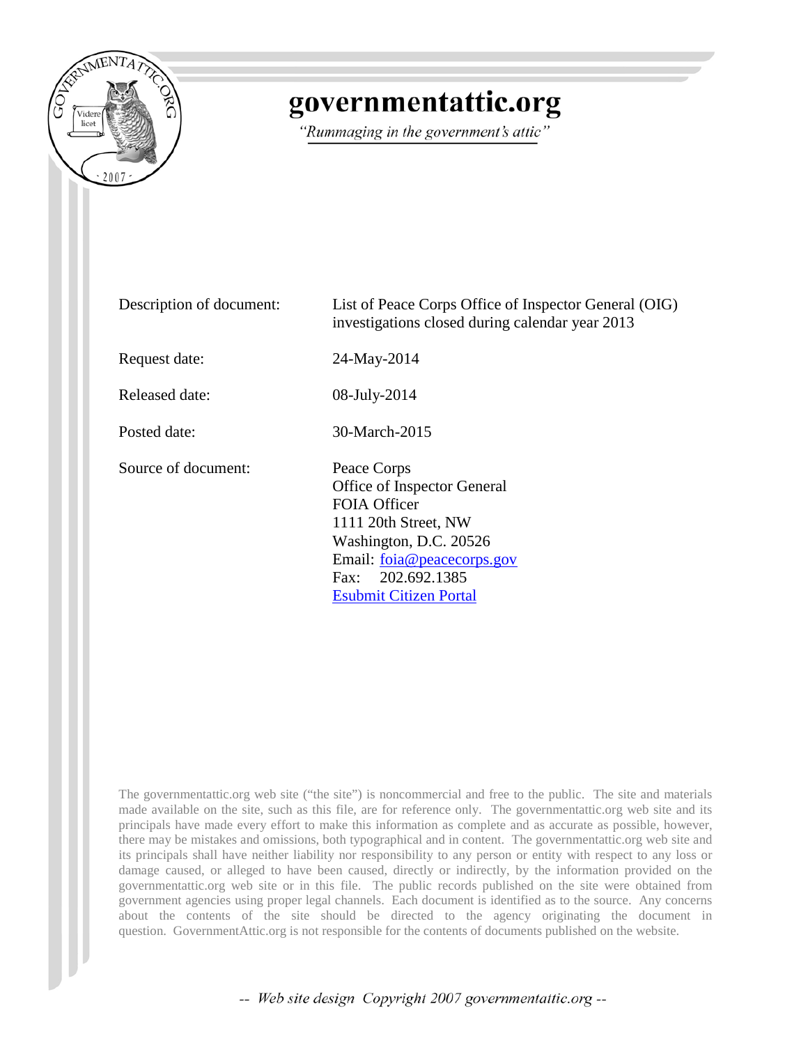# governmentattic.org

*"Rummaging in the government's attic"*

| | |
|---|---|
| Description of document: | List of Peace Corps Office of Inspector General (OIG) investigations closed during calendar year 2013 |
| Request date: | 24-May-2014 |
| Released date: | 08-July-2014 |
| Posted date: | 30-March-2015 |
| Source of document: | Peace Corps<br>Office of Inspector General<br>FOIA Officer<br>1111 20th Street, NW<br>Washington, D.C. 20526<br>Email: foia@peacecorps.gov<br>Fax: 202.692.1385<br>Esubmit Citizen Portal |

The governmentattic.org web site ("the site") is noncommercial and free to the public. The site and materials made available on the site, such as this file, are for reference only. The governmentattic.org web site and its principals have made every effort to make this information as complete and as accurate as possible, however, there may be mistakes and omissions, both typographical and in content. The governmentattic.org web site and its principals shall have neither liability nor responsibility to any person or entity with respect to any loss or damage caused, or alleged to have been caused, directly or indirectly, by the information provided on the governmentattic.org web site or in this file. The public records published on the site were obtained from government agencies using proper legal channels. Each document is identified as to the source. Any concerns about the contents of the site should be directed to the agency originating the document in question. GovernmentAttic.org is not responsible for the contents of documents published on the website.

-- Web site design Copyright 2007 governmentattic.org --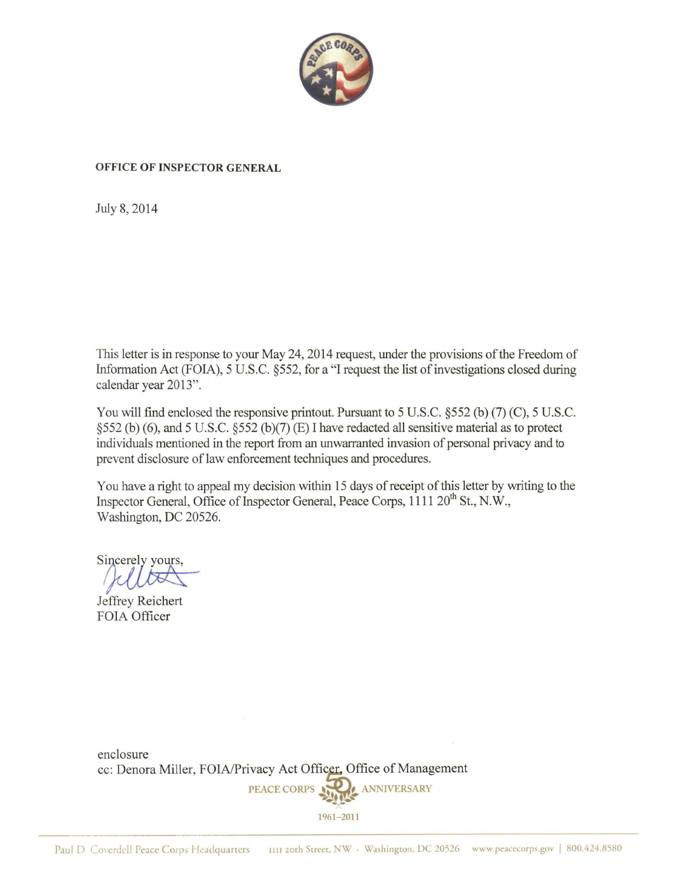**OFFICE OF INSPECTOR GENERAL**

July 8, 2014

This letter is in response to your May 24, 2014 request, under the provisions of the Freedom of Information Act (FOIA), 5 U.S.C. §552, for a "I request the list of investigations closed during calendar year 2013".

You will find enclosed the responsive printout. Pursuant to 5 U.S.C. §552 (b) (7) (C), 5 U.S.C. §552 (b) (6), and 5 U.S.C. §552 (b)(7) (E) I have redacted all sensitive material as to protect individuals mentioned in the report from an unwarranted invasion of personal privacy and to prevent disclosure of law enforcement techniques and procedures.

You have a right to appeal my decision within 15 days of receipt of this letter by writing to the Inspector General, Office of Inspector General, Peace Corps, 1111 20th St., N.W., Washington, DC 20526.

Sincerely yours,

Jeffrey Reichert
FOIA Officer

enclosure
cc: Denora Miller, FOIA/Privacy Act Officer, Office of Management

PEACE CORPS 50 ANNIVERSARY
1961–2011

Paul D. Coverdell Peace Corps Headquarters 1111 20th Street, NW · Washington, DC 20526 www.peacecorps.gov | 800.424.8580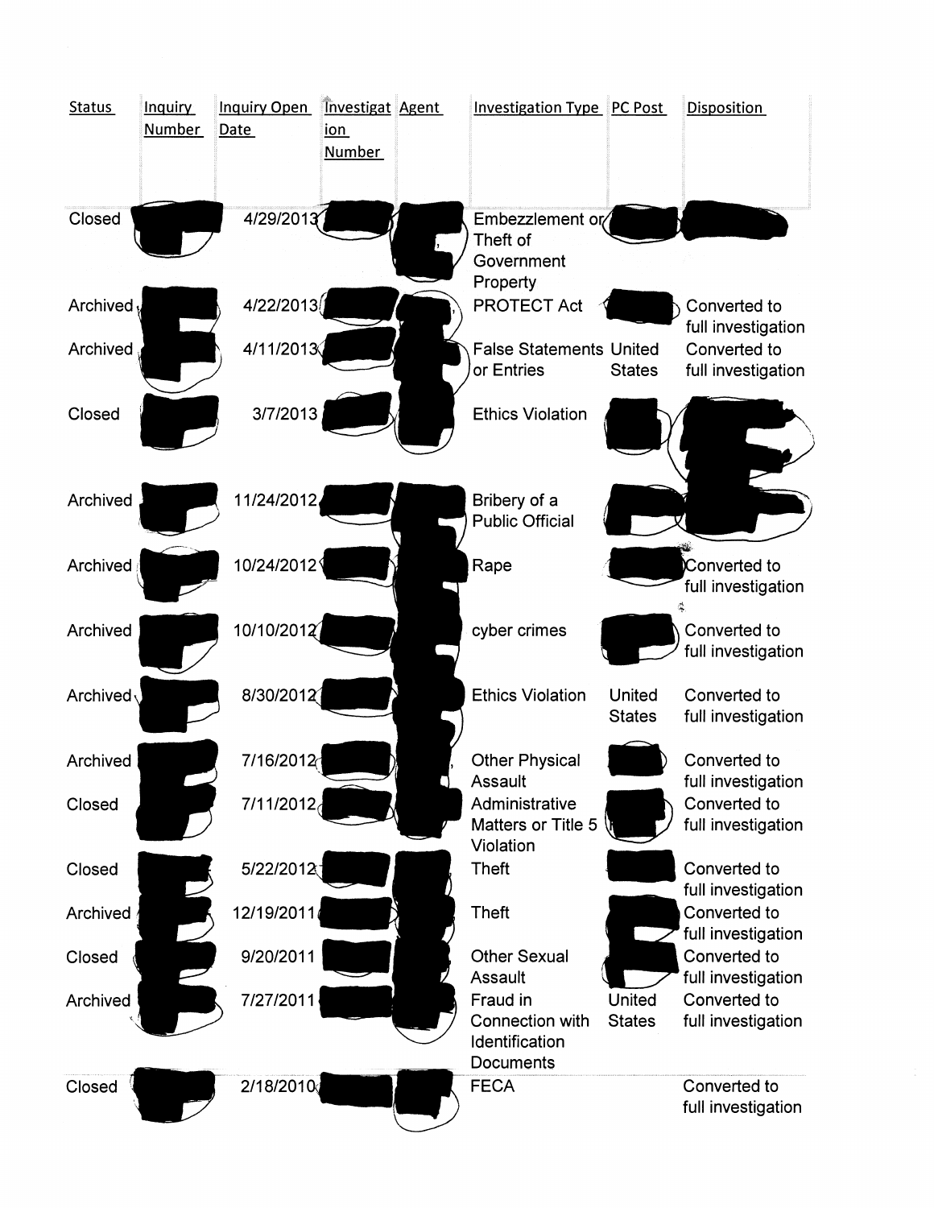| Status | Inquiry Number | Inquiry Open Date | Investigation Number | Agent | Investigation Type | PC Post | Disposition |
|---|---|---|---|---|---|---|---|
| Closed | | 4/29/2013 | | | Embezzlement or Theft of Government Property | | |
| Archived | | 4/22/2013 | | | PROTECT Act | | Converted to full investigation |
| Archived | | 4/11/2013 | | | False Statements or Entries | United States | Converted to full investigation |
| Closed | | 3/7/2013 | | | Ethics Violation | | |
| Archived | | 11/24/2012 | | | Bribery of a Public Official | | |
| Archived | | 10/24/2012 | | | Rape | | Converted to full investigation |
| Archived | | 10/10/2012 | | | cyber crimes | | Converted to full investigation |
| Archived | | 8/30/2012 | | | Ethics Violation | United States | Converted to full investigation |
| Archived | | 7/16/2012 | | | Other Physical Assault | | Converted to full investigation |
| Closed | | 7/11/2012 | | | Administrative Matters or Title 5 Violation | | Converted to full investigation |
| Closed | | 5/22/2012 | | | Theft | | Converted to full investigation |
| Archived | | 12/19/2011 | | | Theft | | Converted to full investigation |
| Closed | | 9/20/2011 | | | Other Sexual Assault | | Converted to full investigation |
| Archived | | 7/27/2011 | | | Fraud in Connection with Identification Documents | United States | Converted to full investigation |
| Closed | | 2/18/2010 | | | FECA | | Converted to full investigation |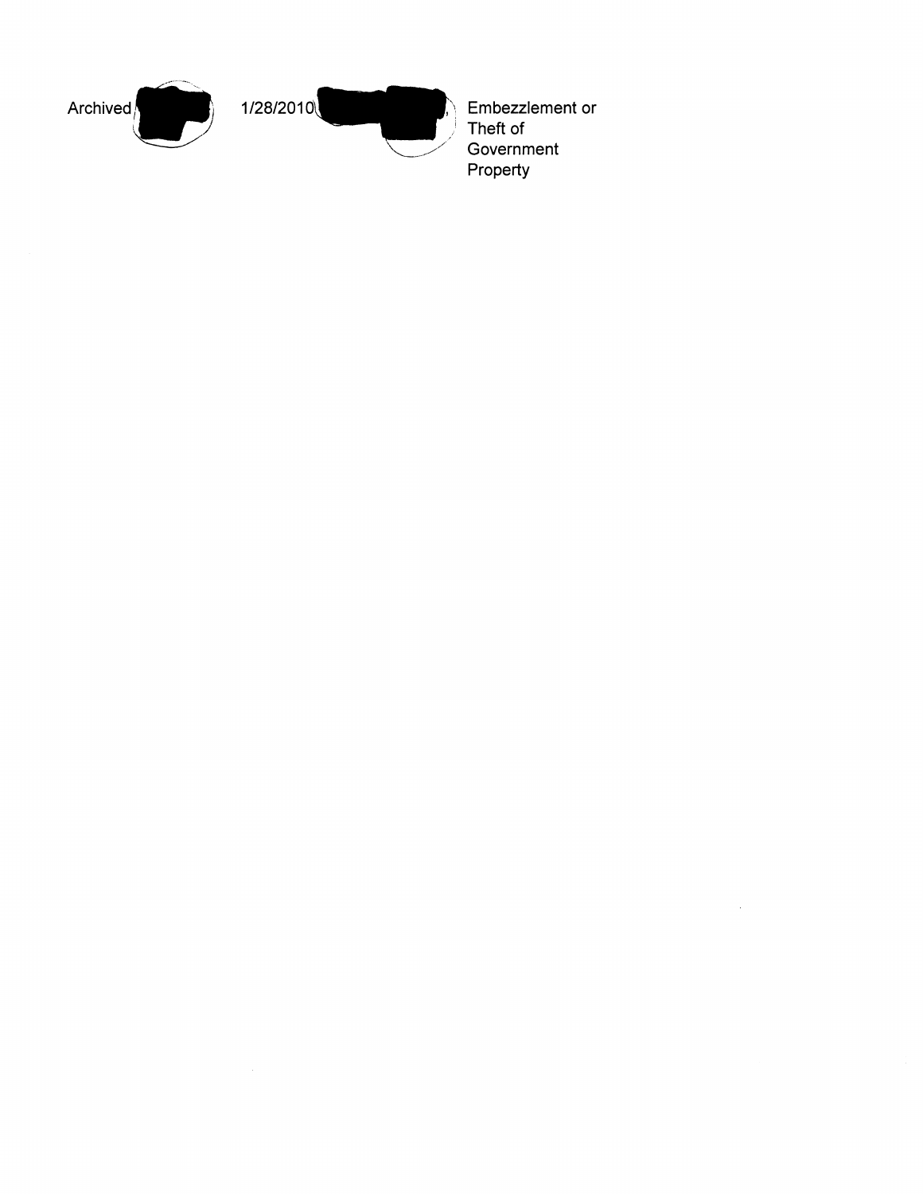| | | | | |
|---|---|---|---|---|
| Archived | | 1/28/2010 | | Embezzlement or Theft of Government Property |